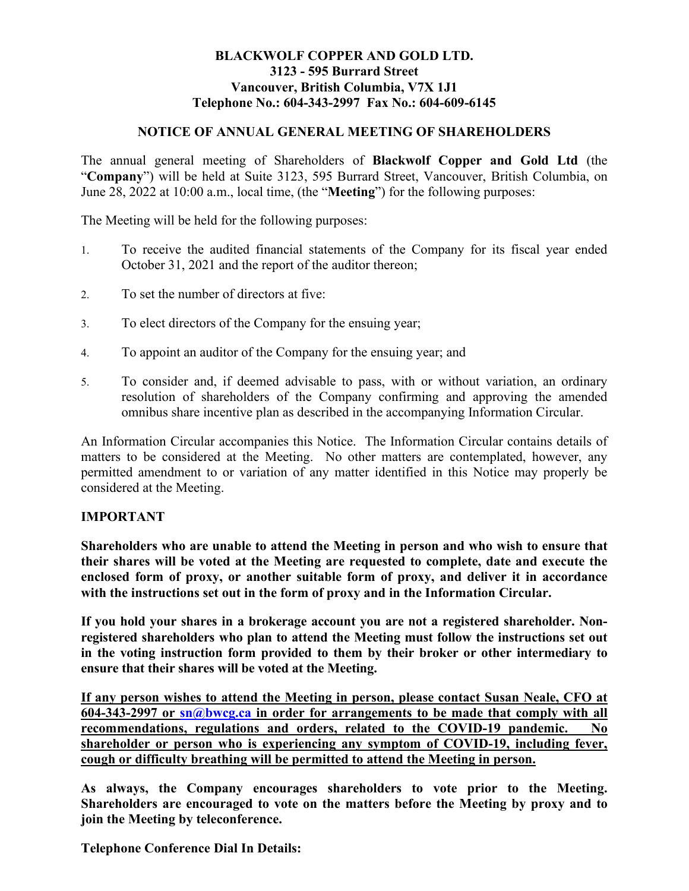**BLACKWOLF COPPER AND GOLD LTD.**
**3123 - 595 Burrard Street**
**Vancouver, British Columbia, V7X 1J1**
**Telephone No.: 604-343-2997 Fax No.: 604-609-6145**

## NOTICE OF ANNUAL GENERAL MEETING OF SHAREHOLDERS

The annual general meeting of Shareholders of **Blackwolf Copper and Gold Ltd** (the "**Company**") will be held at Suite 3123, 595 Burrard Street, Vancouver, British Columbia, on June 28, 2022 at 10:00 a.m., local time, (the "**Meeting**") for the following purposes:

The Meeting will be held for the following purposes:

1. To receive the audited financial statements of the Company for its fiscal year ended October 31, 2021 and the report of the auditor thereon;
2. To set the number of directors at five:
3. To elect directors of the Company for the ensuing year;
4. To appoint an auditor of the Company for the ensuing year; and
5. To consider and, if deemed advisable to pass, with or without variation, an ordinary resolution of shareholders of the Company confirming and approving the amended omnibus share incentive plan as described in the accompanying Information Circular.

An Information Circular accompanies this Notice. The Information Circular contains details of matters to be considered at the Meeting. No other matters are contemplated, however, any permitted amendment to or variation of any matter identified in this Notice may properly be considered at the Meeting.

**IMPORTANT**

**Shareholders who are unable to attend the Meeting in person and who wish to ensure that their shares will be voted at the Meeting are requested to complete, date and execute the enclosed form of proxy, or another suitable form of proxy, and deliver it in accordance with the instructions set out in the form of proxy and in the Information Circular.**

**If you hold your shares in a brokerage account you are not a registered shareholder. Non-registered shareholders who plan to attend the Meeting must follow the instructions set out in the voting instruction form provided to them by their broker or other intermediary to ensure that their shares will be voted at the Meeting.**

**If any person wishes to attend the Meeting in person, please contact Susan Neale, CFO at 604-343-2997 or sn@bwcg.ca in order for arrangements to be made that comply with all recommendations, regulations and orders, related to the COVID-19 pandemic. No shareholder or person who is experiencing any symptom of COVID-19, including fever, cough or difficulty breathing will be permitted to attend the Meeting in person.**

**As always, the Company encourages shareholders to vote prior to the Meeting. Shareholders are encouraged to vote on the matters before the Meeting by proxy and to join the Meeting by teleconference.**

**Telephone Conference Dial In Details:**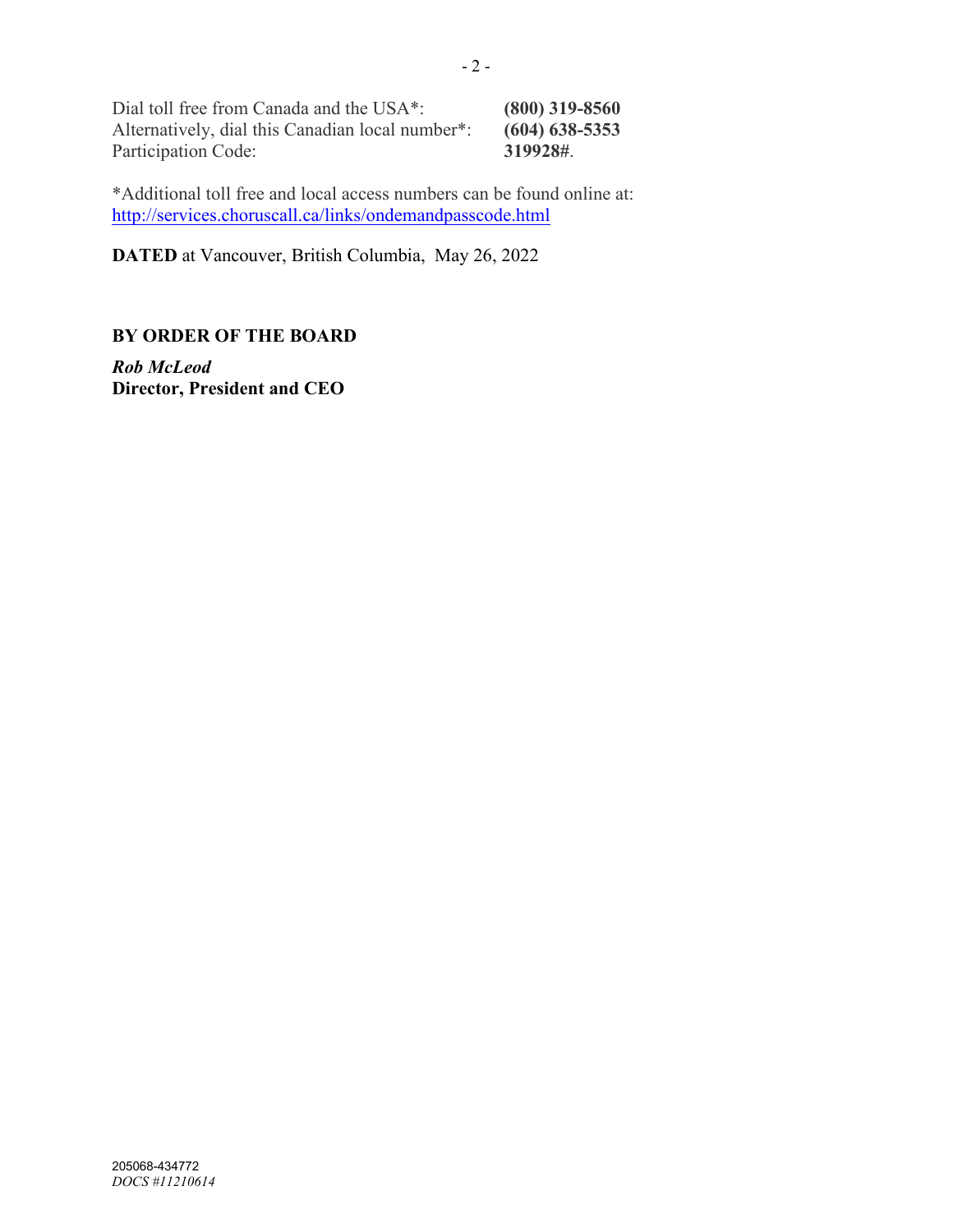| | |
|---|---|
| Dial toll free from Canada and the USA*: | **(800) 319-8560** |
| Alternatively, dial this Canadian local number*: | **(604) 638-5353** |
| Participation Code: | **319928#**. |

*Additional toll free and local access numbers can be found online at: http://services.choruscall.ca/links/ondemandpasscode.html

**DATED** at Vancouver, British Columbia, May 26, 2022

**BY ORDER OF THE BOARD**

***Rob McLeod***
**Director, President and CEO**

205068-434772
*DOCS #11210614*